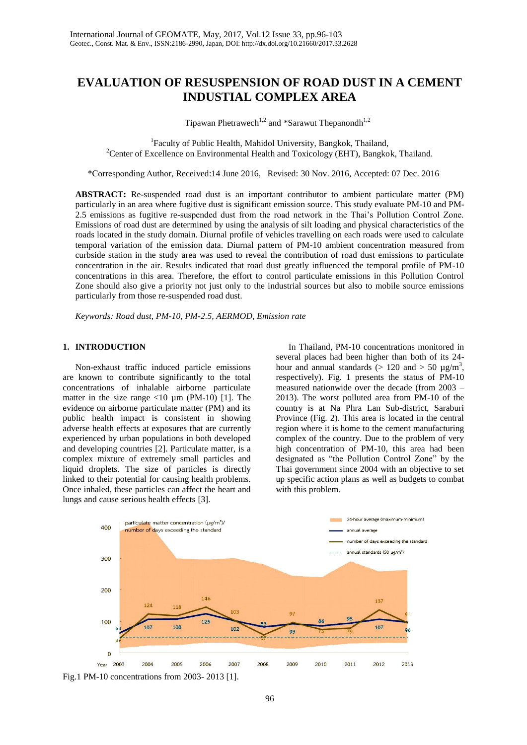# EVALUATION OF RESUSPENSION OF ROAD DUST IN A CEMENT INDUSTIAL COMPLEX AREA

Tipawan Phetrawech[1,2] and *Sarawut Thepanondh[1,2]

[1]Faculty of Public Health, Mahidol University, Bangkok, Thailand,
[2]Center of Excellence on Environmental Health and Toxicology (EHT), Bangkok, Thailand.

*Corresponding Author, Received:14 June 2016, Revised: 30 Nov. 2016, Accepted: 07 Dec. 2016

**ABSTRACT:** Re-suspended road dust is an important contributor to ambient particulate matter (PM) particularly in an area where fugitive dust is significant emission source. This study evaluate PM-10 and PM-2.5 emissions as fugitive re-suspended dust from the road network in the Thai's Pollution Control Zone. Emissions of road dust are determined by using the analysis of silt loading and physical characteristics of the roads located in the study domain. Diurnal profile of vehicles travelling on each roads were used to calculate temporal variation of the emission data. Diurnal pattern of PM-10 ambient concentration measured from curbside station in the study area was used to reveal the contribution of road dust emissions to particulate concentration in the air. Results indicated that road dust greatly influenced the temporal profile of PM-10 concentrations in this area. Therefore, the effort to control particulate emissions in this Pollution Control Zone should also give a priority not just only to the industrial sources but also to mobile source emissions particularly from those re-suspended road dust.

*Keywords: Road dust, PM-10, PM-2.5, AERMOD, Emission rate*

## 1. INTRODUCTION

Non-exhaust traffic induced particle emissions are known to contribute significantly to the total concentrations of inhalable airborne particulate matter in the size range <10 µm (PM-10) [1]. The evidence on airborne particulate matter (PM) and its public health impact is consistent in showing adverse health effects at exposures that are currently experienced by urban populations in both developed and developing countries [2]. Particulate matter, is a complex mixture of extremely small particles and liquid droplets. The size of particles is directly linked to their potential for causing health problems. Once inhaled, these particles can affect the heart and lungs and cause serious health effects [3].

In Thailand, PM-10 concentrations monitored in several places had been higher than both of its 24-hour and annual standards (> 120 and > 50 µg/m$^3$, respectively). Fig. 1 presents the status of PM-10 measured nationwide over the decade (from 2003 – 2013). The worst polluted area from PM-10 of the country is at Na Phra Lan Sub-district, Saraburi Province (Fig. 2). This area is located in the central region where it is home to the cement manufacturing complex of the country. Due to the problem of very high concentration of PM-10, this area had been designated as "the Pollution Control Zone" by the Thai government since 2004 with an objective to set up specific action plans as well as budgets to combat with this problem.

Fig.1 PM-10 concentrations from 2003- 2013 [1].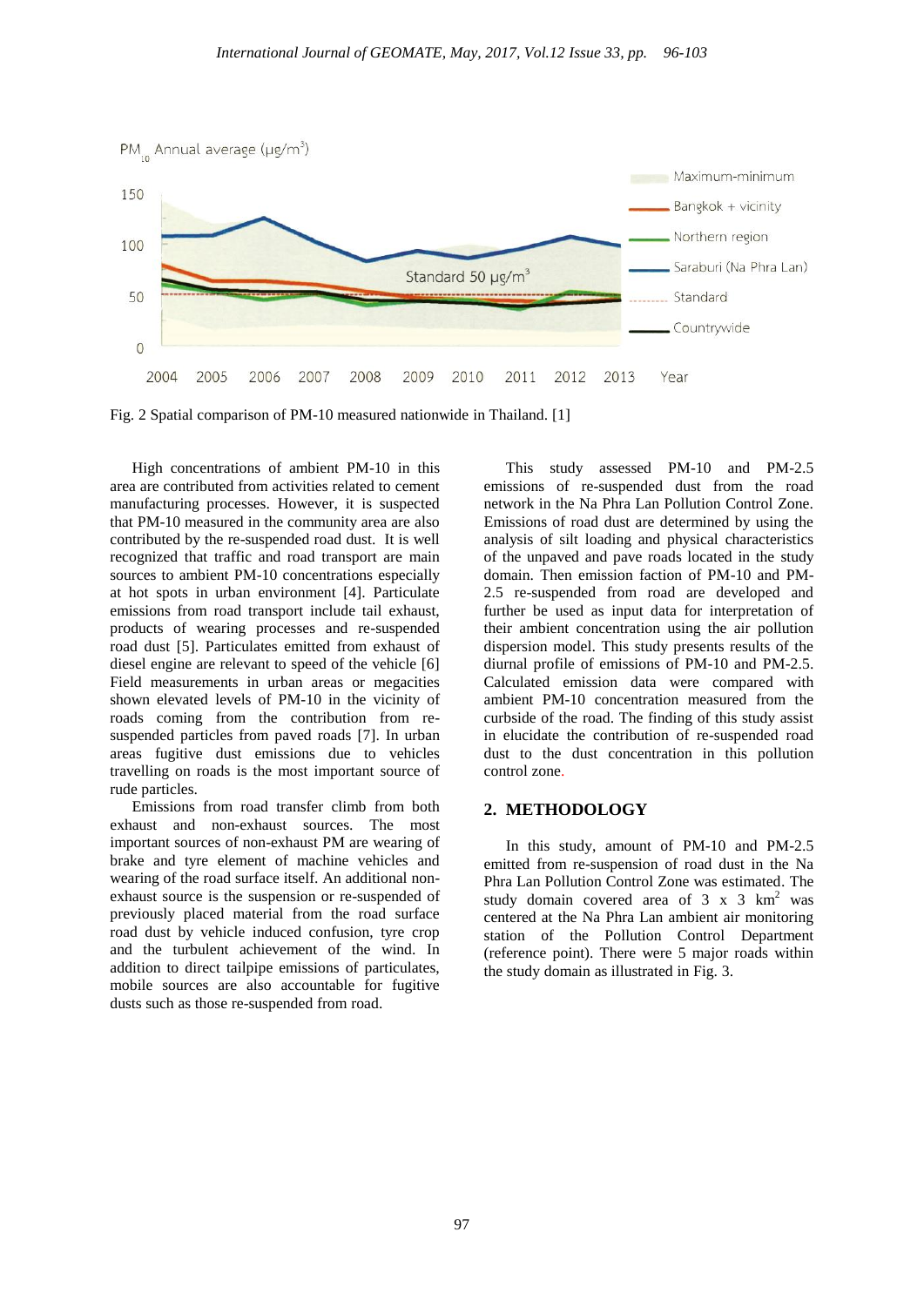Fig. 2 Spatial comparison of PM-10 measured nationwide in Thailand. [1]

High concentrations of ambient PM-10 in this area are contributed from activities related to cement manufacturing processes. However, it is suspected that PM-10 measured in the community area are also contributed by the re-suspended road dust. It is well recognized that traffic and road transport are main sources to ambient PM-10 concentrations especially at hot spots in urban environment [4]. Particulate emissions from road transport include tail exhaust, products of wearing processes and re-suspended road dust [5]. Particulates emitted from exhaust of diesel engine are relevant to speed of the vehicle [6] Field measurements in urban areas or megacities shown elevated levels of PM-10 in the vicinity of roads coming from the contribution from re-suspended particles from paved roads [7]. In urban areas fugitive dust emissions due to vehicles travelling on roads is the most important source of rude particles.

Emissions from road transfer climb from both exhaust and non-exhaust sources. The most important sources of non-exhaust PM are wearing of brake and tyre element of machine vehicles and wearing of the road surface itself. An additional non-exhaust source is the suspension or re-suspended of previously placed material from the road surface road dust by vehicle induced confusion, tyre crop and the turbulent achievement of the wind. In addition to direct tailpipe emissions of particulates, mobile sources are also accountable for fugitive dusts such as those re-suspended from road.

This study assessed PM-10 and PM-2.5 emissions of re-suspended dust from the road network in the Na Phra Lan Pollution Control Zone. Emissions of road dust are determined by using the analysis of silt loading and physical characteristics of the unpaved and pave roads located in the study domain. Then emission faction of PM-10 and PM-2.5 re-suspended from road are developed and further be used as input data for interpretation of their ambient concentration using the air pollution dispersion model. This study presents results of the diurnal profile of emissions of PM-10 and PM-2.5. Calculated emission data were compared with ambient PM-10 concentration measured from the curbside of the road. The finding of this study assist in elucidate the contribution of re-suspended road dust to the dust concentration in this pollution control zone.

## 2. METHODOLOGY

In this study, amount of PM-10 and PM-2.5 emitted from re-suspension of road dust in the Na Phra Lan Pollution Control Zone was estimated. The study domain covered area of 3 x 3 km$^2$ was centered at the Na Phra Lan ambient air monitoring station of Pollution Control Department (reference point). There were 5 major roads within the study domain as illustrated in Fig. 3.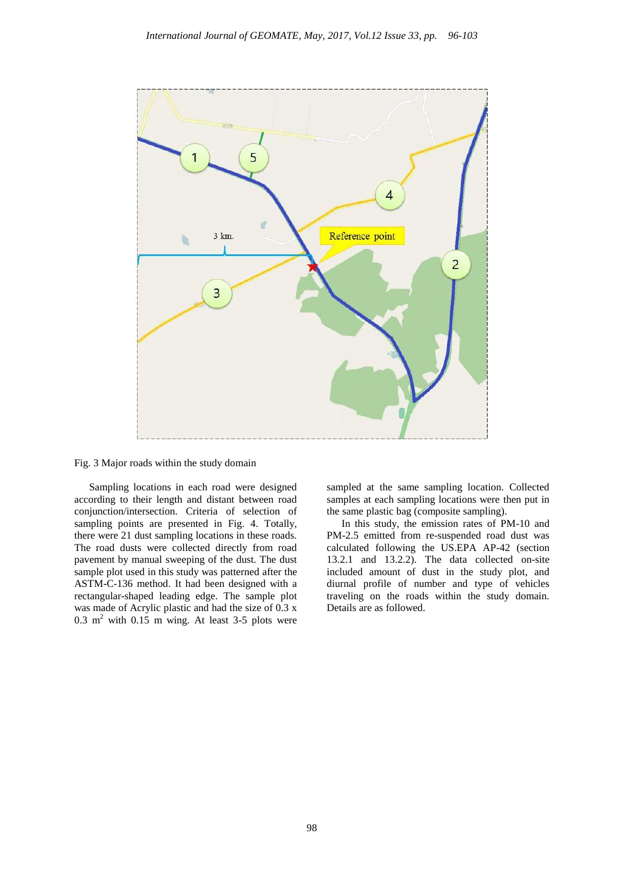Fig. 3 Major roads within the study domain

Sampling locations in each road were designed according to their length and distant between road conjunction/intersection. Criteria of selection of sampling points are presented in Fig. 4. Totally, there were 21 dust sampling locations in these roads. The road dusts were collected directly from road pavement by manual sweeping of the dust. The dust sample plot used in this study was patterned after the ASTM-C-136 method. It had been designed with a rectangular-shaped leading edge. The sample plot was made of Acrylic plastic and had the size of 0.3 x 0.3 $m^2$ with 0.15 m wing. At least 3-5 plots were sampled at the same sampling location. Collected samples at each sampling locations were then put in the same plastic bag (composite sampling).

In this study, the emission rates of PM-10 and PM-2.5 emitted from re-suspended road dust was calculated following the US.EPA AP-42 (section 13.2.1 and 13.2.2). The data collected on-site included amount of dust in the study plot, and diurnal profile of number and type of vehicles traveling on the roads within the study domain. Details are as followed.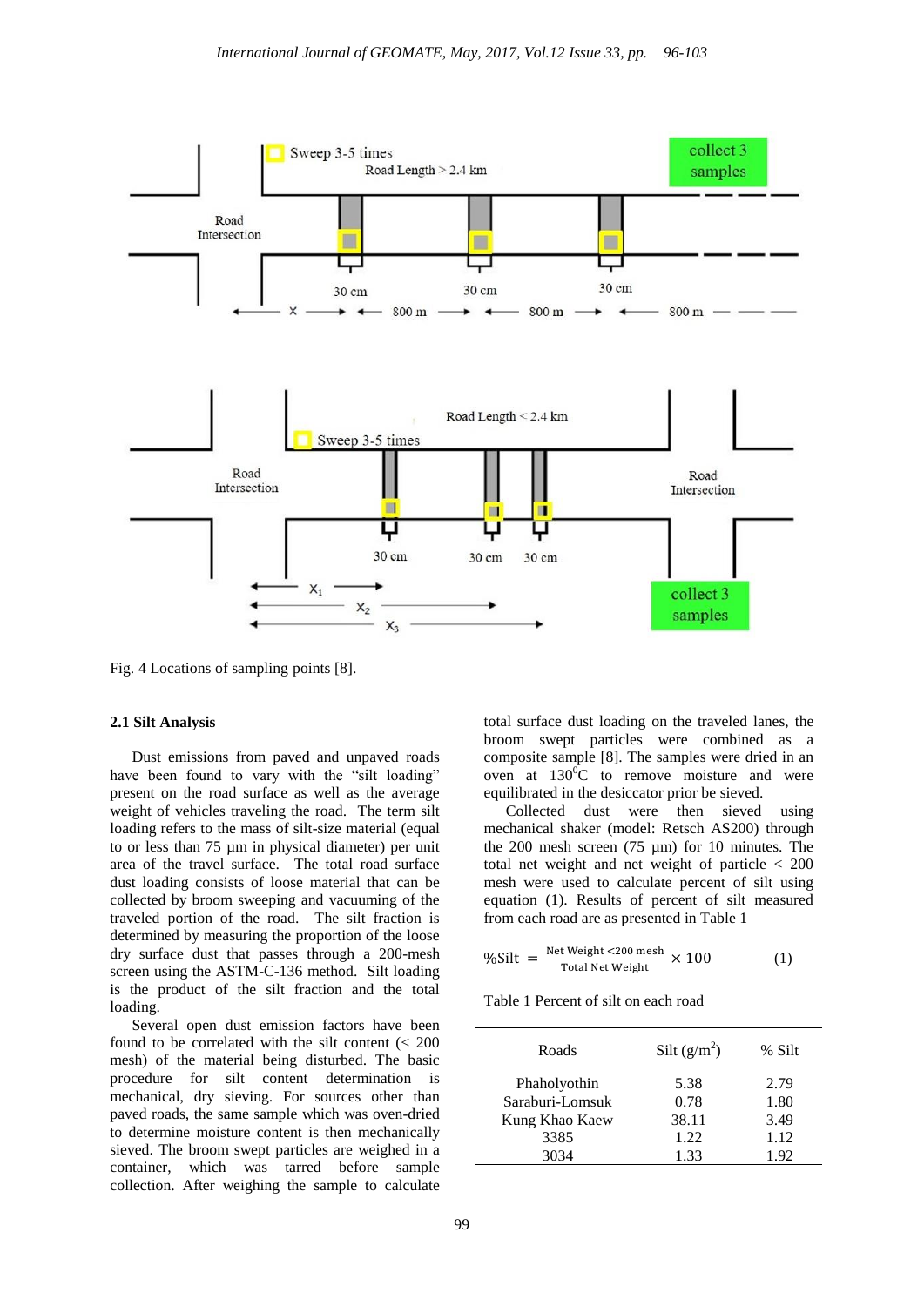Fig. 4 Locations of sampling points [8].

### 2.1 Silt Analysis

Dust emissions from paved and unpaved roads have been found to vary with the "silt loading" present on the road surface as well as the average weight of vehicles traveling the road. The term silt loading refers to the mass of silt-size material (equal to or less than 75 µm in physical diameter) per unit area of the travel surface. The total road surface dust loading consists of loose material that can be collected by broom sweeping and vacuuming of the traveled portion of the road. The silt fraction is determined by measuring the proportion of the loose dry surface dust that passes through a 200-mesh screen using the ASTM-C-136 method. Silt loading is the product of the silt fraction and the total loading.

Several open dust emission factors have been found to be correlated with the silt content (< 200 mesh) of the material being disturbed. The basic procedure for silt content determination is mechanical, dry sieving. For sources other than paved roads, the same sample which was oven-dried to determine moisture content is then mechanically sieved. The broom swept particles are weighed in a container, which was tarred before sample collection. After weighing the sample to calculate total surface dust loading on the traveled lanes, the broom swept particles were combined as a composite sample [8]. The samples were dried in an oven at 130$^{0}$C to remove moisture and were equilibrated in the desiccator prior be sieved.

Collected dust were then sieved using mechanical shaker (model: Retsch AS200) through the 200 mesh screen (75 µm) for 10 minutes. The total net weight and net weight of particle < 200 mesh were used to calculate percent of silt using equation (1). Results of percent of silt measured from each road are as presented in Table 1

$$\%\text{Silt} = \frac{\text{Net Weight} <200 \text{ mesh}}{\text{Total Net Weight}} \times 100 \qquad (1)$$

Table 1 Percent of silt on each road

| Roads | Silt (g/m$^2$) | % Silt |
|---|---|---|
| Phaholyothin | 5.38 | 2.79 |
| Saraburi-Lomsuk | 0.78 | 1.80 |
| Kung Khao Kaew | 38.11 | 3.49 |
| 3385 | 1.22 | 1.12 |
| 3034 | 1.33 | 1.92 |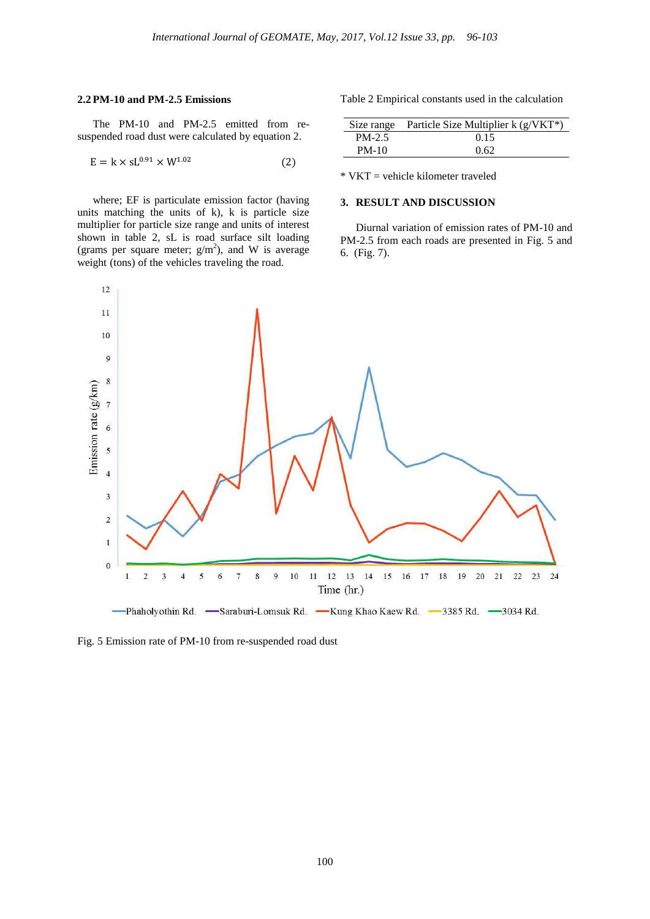### 2.2 PM-10 and PM-2.5 Emissions

The PM-10 and PM-2.5 emitted from re-suspended road dust were calculated by equation 2.

$$E = k \times sL^{0.91} \times W^{1.02} \qquad (2)$$

where; EF is particulate emission factor (having units matching the units of k), k is particle size multiplier for particle size range and units of interest shown in table 2, sL is road surface silt loading (grams per square meter; $g/m^2$), and W is average weight (tons) of the vehicles traveling the road.

Table 2 Empirical constants used in the calculation

| Size range | Particle Size Multiplier k (g/VKT*) |
|---|---|
| PM-2.5 | 0.15 |
| PM-10 | 0.62 |

* VKT = vehicle kilometer traveled

## 3. RESULT AND DISCUSSION

Diurnal variation of emission rates of PM-10 and PM-2.5 from each roads are presented in Fig. 5 and 6. (Fig. 7).

Fig. 5 Emission rate of PM-10 from re-suspended road dust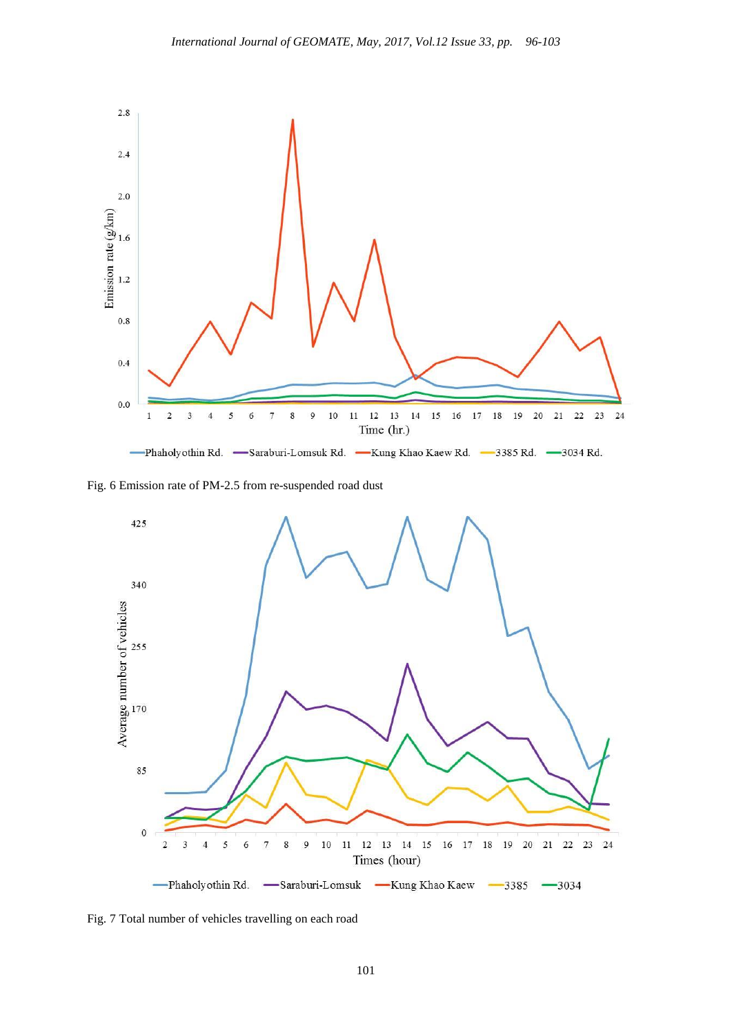Fig. 6 Emission rate of PM-2.5 from re-suspended road dust

Fig. 7 Total number of vehicles travelling on each road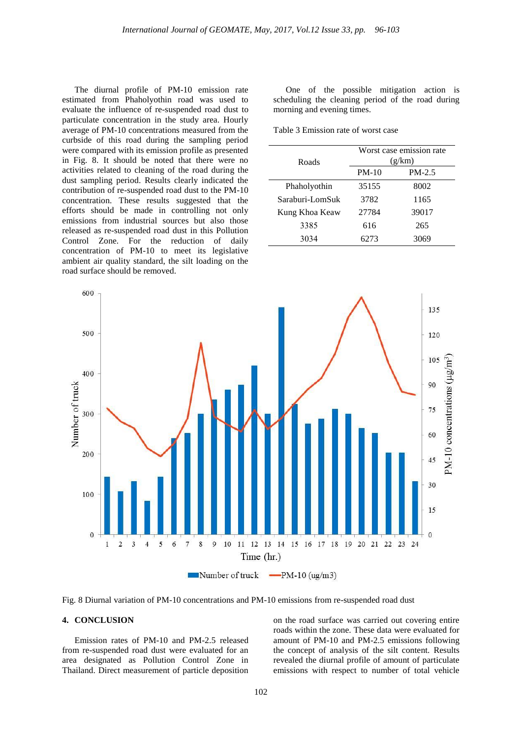The diurnal profile of PM-10 emission rate estimated from Phaholyothin road was used to evaluate the influence of re-suspended road dust to particulate concentration in the study area. Hourly average of PM-10 concentrations measured from the curbside of this road during the sampling period were compared with its emission profile as presented in Fig. 8. It should be noted that there were no activities related to cleaning of the road during the dust sampling period. Results clearly indicated the contribution of re-suspended road dust to the PM-10 concentration. These results suggested that the efforts should be made in controlling not only emissions from industrial sources but also those released as re-suspended road dust in this Pollution Control Zone. For the reduction of daily concentration of PM-10 to meet its legislative ambient air quality standard, the silt loading on the road surface should be removed.

One of the possible mitigation action is scheduling the cleaning period of the road during morning and evening times.

Table 3 Emission rate of worst case

| Roads | Worst case emission rate (g/km) | |
|---|---|---|
| | PM-10 | PM-2.5 |
| Phaholyothin | 35155 | 8002 |
| Saraburi-LomSuk | 3782 | 1165 |
| Kung Khoa Keaw | 27784 | 39017 |
| 3385 | 616 | 265 |
| 3034 | 6273 | 3069 |

Fig. 8 Diurnal variation of PM-10 concentrations and PM-10 emissions from re-suspended road dust

## 4. CONCLUSION

Emission rates of PM-10 and PM-2.5 released from re-suspended road dust were evaluated for an area designated as Pollution Control Zone in Thailand. Direct measurement of particle deposition on the road surface was carried out covering entire roads within the zone. These data were evaluated for amount of PM-10 and PM-2.5 emissions following the concept of analysis of the silt content. Results revealed the diurnal profile of amount of particulate emissions with respect to number of total vehicle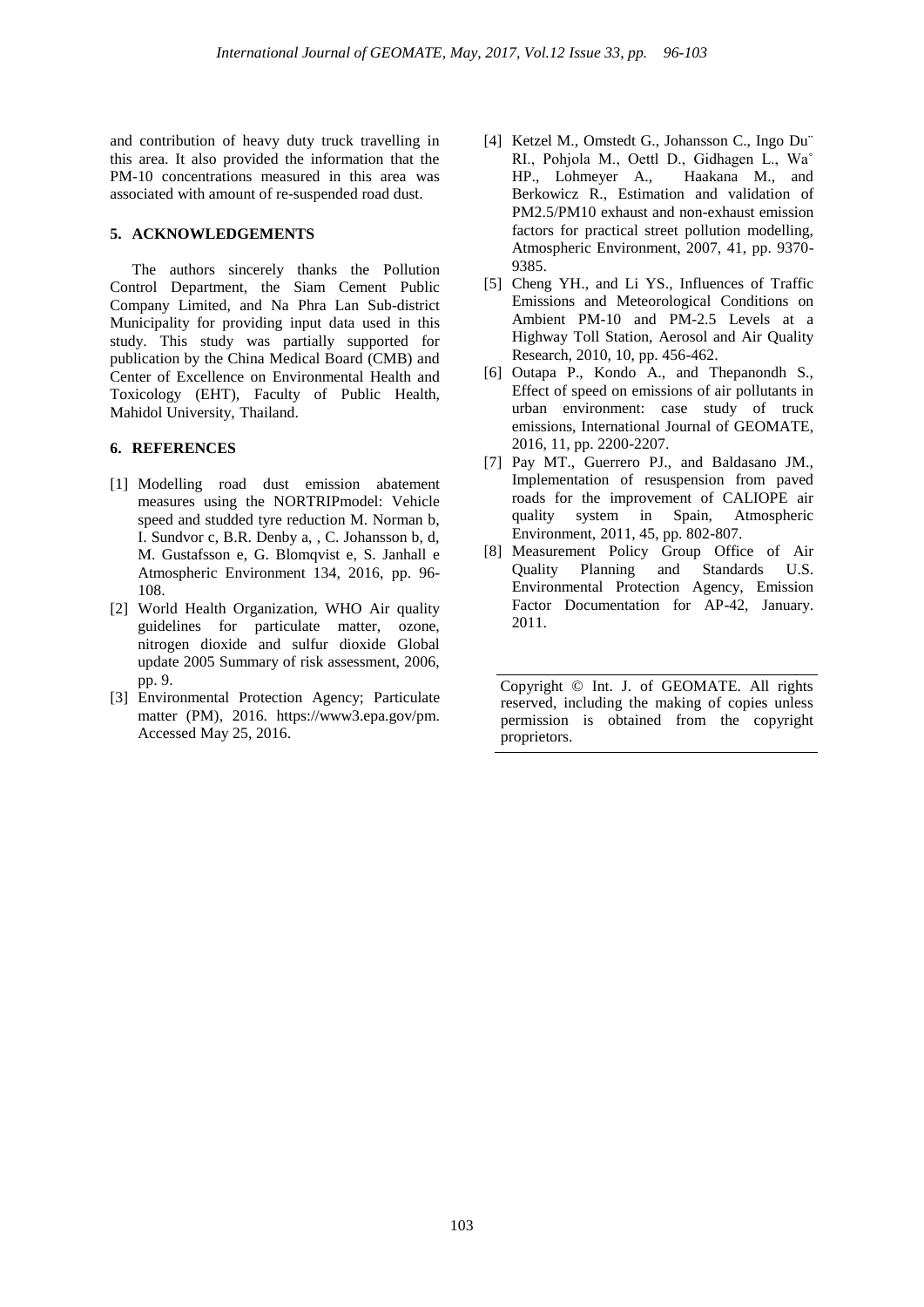and contribution of heavy duty truck travelling in this area. It also provided the information that the PM-10 concentrations measured in this area was associated with amount of re-suspended road dust.

## 5. ACKNOWLEDGEMENTS

The authors sincerely thanks the Pollution Control Department, the Siam Cement Public Company Limited, and Na Phra Lan Sub-district Municipality for providing input data used in this study. This study was partially supported for publication by the China Medical Board (CMB) and Center of Excellence on Environmental Health and Toxicology (EHT), Faculty of Public Health, Mahidol University, Thailand.

## 6. REFERENCES

[1] Modelling road dust emission abatement measures using the NORTRIPmodel: Vehicle speed and studded tyre reduction M. Norman b, I. Sundvor c, B.R. Denby a, , C. Johansson b, d, M. Gustafsson e, G. Blomqvist e, S. Janhall e Atmospheric Environment 134, 2016, pp. 96-108.

[2] World Health Organization, WHO Air quality guidelines for particulate matter, ozone, nitrogen dioxide and sulfur dioxide Global update 2005 Summary of risk assessment, 2006, pp. 9.

[3] Environmental Protection Agency; Particulate matter (PM), 2016. https://www3.epa.gov/pm. Accessed May 25, 2016.

[4] Ketzel M., Omstedt G., Johansson C., Ingo Du¨ RI., Pohjola M., Oettl D., Gidhagen L., Wa˚ HP., Lohmeyer A., Haakana M., and Berkowicz R., Estimation and validation of PM2.5/PM10 exhaust and non-exhaust emission factors for practical street pollution modelling, Atmospheric Environment, 2007, 41, pp. 9370-9385.

[5] Cheng YH., and Li YS., Influences of Traffic Emissions and Meteorological Conditions on Ambient PM-10 and PM-2.5 Levels at a Highway Toll Station, Aerosol and Air Quality Research, 2010, 10, pp. 456-462.

[6] Outapa P., Kondo A., and Thepanondh S., Effect of speed on emissions of air pollutants in urban environment: case study of truck emissions, International Journal of GEOMATE, 2016, 11, pp. 2200-2207.

[7] Pay MT., Guerrero PJ., and Baldasano JM., Implementation of resuspension from paved roads for the improvement of CALIOPE air quality system in Spain, Atmospheric Environment, 2011, 45, pp. 802-807.

[8] Measurement Policy Group Office of Air Quality Planning and Standards U.S. Environmental Protection Agency, Emission Factor Documentation for AP-42, January. 2011.

Copyright © Int. J. of GEOMATE. All rights reserved, including the making of copies unless permission is obtained from the copyright proprietors.